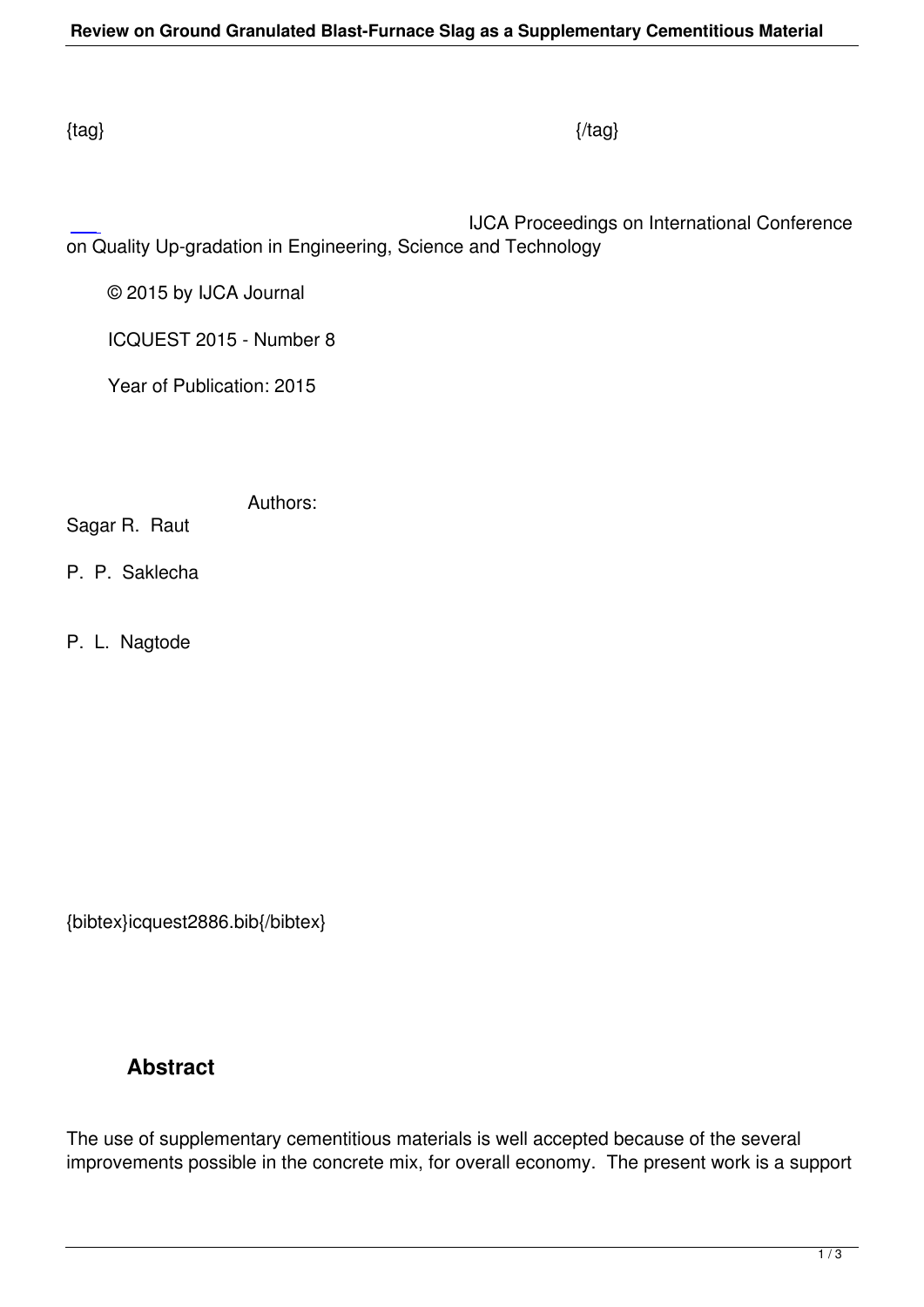{tag} {/tag}

IJCA Proceedings on International Conference on Quality Up-gradation in Engineering, Science and Technology

© 2015 by IJCA Journal

ICQUEST 2015 - Number 8

Year of Publication: 2015

Authors:

Sagar R. Raut

P. P. Saklecha

P. L. Nagtode

{bibtex}icquest2886.bib{/bibtex}

## Abstract

The use of supplementary cementitious materials is well accepted because of the several improvements possible in the concrete mix, for overall economy. The present work is a support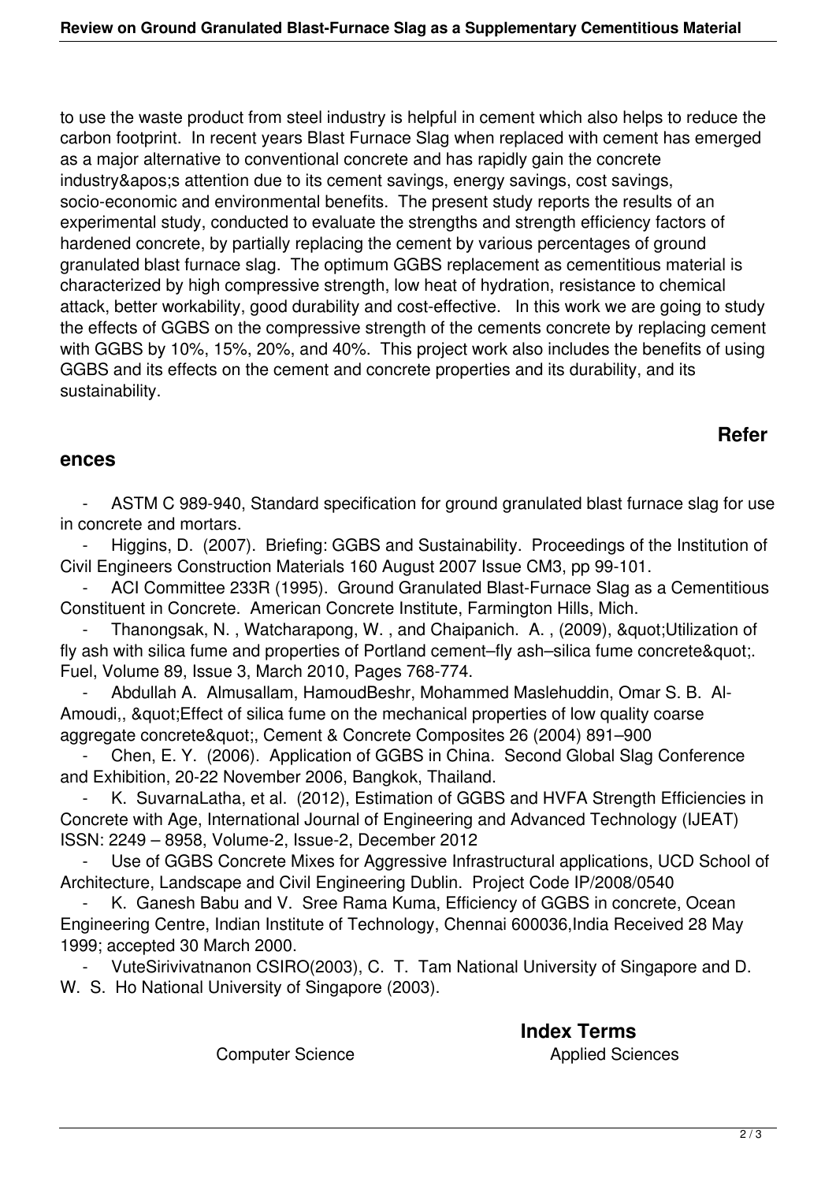to use the waste product from steel industry is helpful in cement which also helps to reduce the carbon footprint. In recent years Blast Furnace Slag when replaced with cement has emerged as a major alternative to conventional concrete and has rapidly gain the concrete industry&apos;s attention due to its cement savings, energy savings, cost savings, socio-economic and environmental benefits. The present study reports the results of an experimental study, conducted to evaluate the strengths and strength efficiency factors of hardened concrete, by partially replacing the cement by various percentages of ground granulated blast furnace slag. The optimum GGBS replacement as cementitious material is characterized by high compressive strength, low heat of hydration, resistance to chemical attack, better workability, good durability and cost-effective. In this work we are going to study the effects of GGBS on the compressive strength of the cements concrete by replacing cement with GGBS by 10%, 15%, 20%, and 40%. This project work also includes the benefits of using GGBS and its effects on the cement and concrete properties and its durability, and its sustainability.

## References

- ASTM C 989-940, Standard specification for ground granulated blast furnace slag for use in concrete and mortars.
- Higgins, D. (2007). Briefing: GGBS and Sustainability. Proceedings of the Institution of Civil Engineers Construction Materials 160 August 2007 Issue CM3, pp 99-101.
- ACI Committee 233R (1995). Ground Granulated Blast-Furnace Slag as a Cementitious Constituent in Concrete. American Concrete Institute, Farmington Hills, Mich.
- Thanongsak, N. , Watcharapong, W. , and Chaipanich. A. , (2009), &quot;Utilization of fly ash with silica fume and properties of Portland cement–fly ash–silica fume concrete&quot;. Fuel, Volume 89, Issue 3, March 2010, Pages 768-774.
- Abdullah A. Almusallam, HamoudBeshr, Mohammed Maslehuddin, Omar S. B. Al-Amoudi,, &quot;Effect of silica fume on the mechanical properties of low quality coarse aggregate concrete&quot;, Cement & Concrete Composites 26 (2004) 891–900
- Chen, E. Y. (2006). Application of GGBS in China. Second Global Slag Conference and Exhibition, 20-22 November 2006, Bangkok, Thailand.
- K. SuvarnaLatha, et al. (2012), Estimation of GGBS and HVFA Strength Efficiencies in Concrete with Age, International Journal of Engineering and Advanced Technology (IJEAT) ISSN: 2249 – 8958, Volume-2, Issue-2, December 2012
- Use of GGBS Concrete Mixes for Aggressive Infrastructural applications, UCD School of Architecture, Landscape and Civil Engineering Dublin. Project Code IP/2008/0540
- K. Ganesh Babu and V. Sree Rama Kuma, Efficiency of GGBS in concrete, Ocean Engineering Centre, Indian Institute of Technology, Chennai 600036,India Received 28 May 1999; accepted 30 March 2000.
- VuteSirivivatnanon CSIRO(2003), C. T. Tam National University of Singapore and D. W. S. Ho National University of Singapore (2003).

## Index Terms

Computer Science

Applied Sciences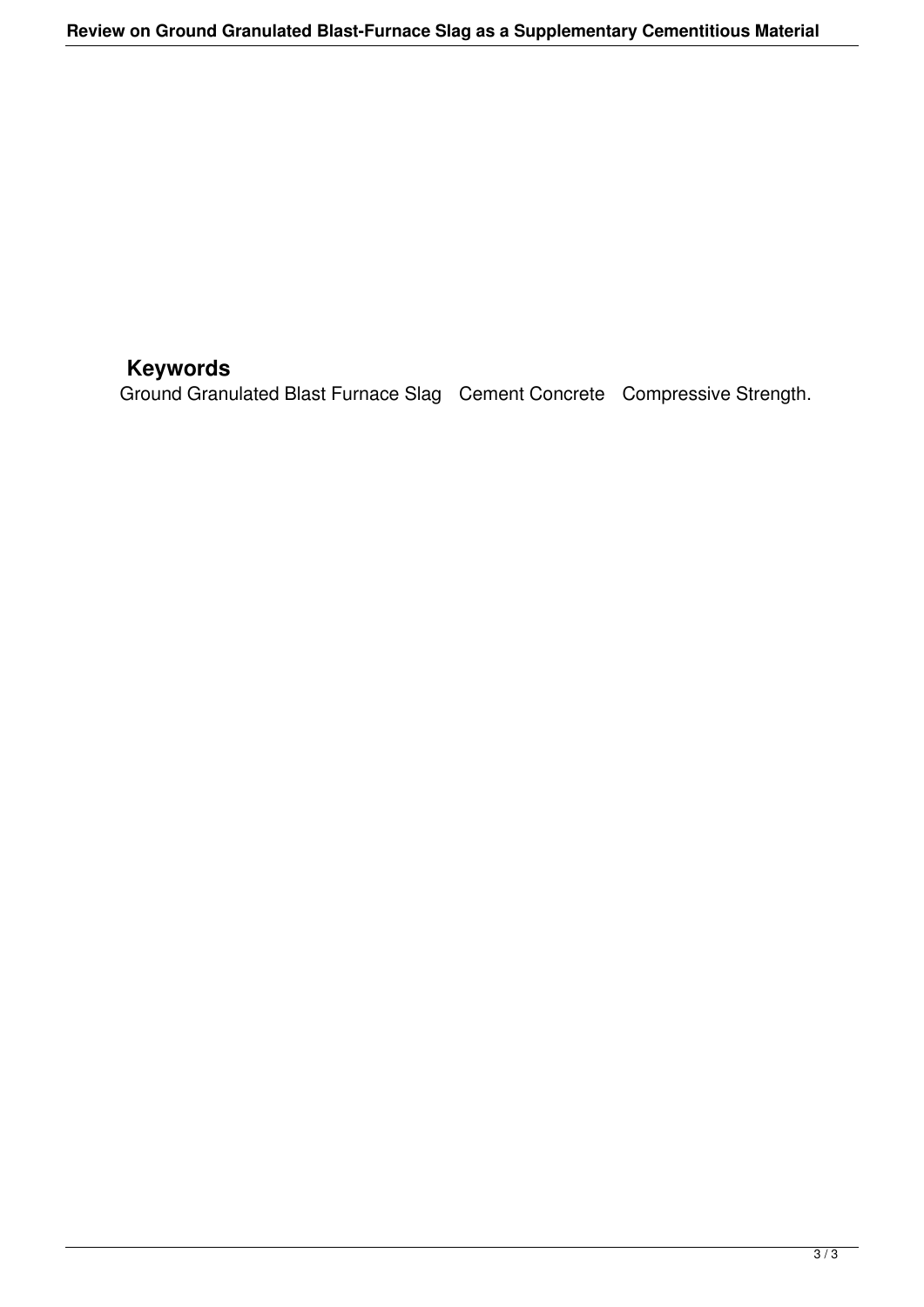## Keywords

Ground Granulated Blast Furnace Slag   Cement Concrete   Compressive Strength.